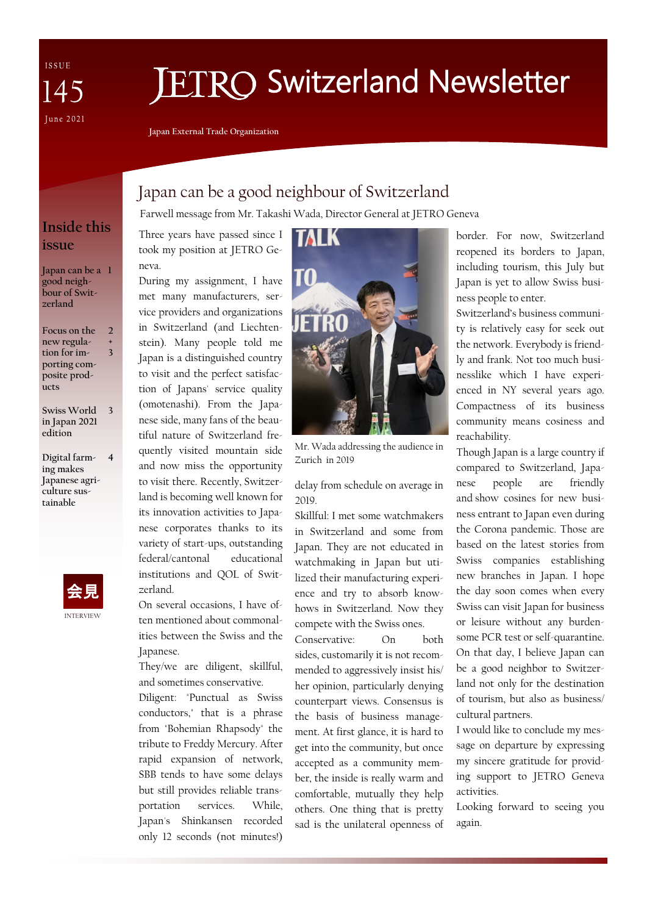ISSUE 145

June 2021

# JETRO Switzerland Newsletter

Japan External Trade Organization

## Inside this issue

- Japan can be a good neighbour of Switzerland — 1
- Focus on the new regulation for importing composite products — 2 + 3
- Swiss World in Japan 2021 edition — 3
- Digital farming makes Japanese agriculture sustainable — 4

会見

INTERVIEW

## Japan can be a good neighbour of Switzerland

Farwell message from Mr. Takashi Wada, Director General at JETRO Geneva

Three years have passed since I took my position at JETRO Geneva.

During my assignment, I have met many manufacturers, service providers and organizations in Switzerland (and Liechtenstein). Many people told me Japan is a distinguished country to visit and the perfect satisfaction of Japans' service quality (omotenashi). From the Japanese side, many fans of the beautiful nature of Switzerland frequently visited mountain side and now miss the opportunity to visit there. Recently, Switzerland is becoming well known for its innovation activities to Japanese corporates thanks to its variety of start-ups, outstanding federal/cantonal educational institutions and QOL of Switzerland.

On several occasions, I have often mentioned about commonalities between the Swiss and the Japanese.

They/we are diligent, skillful, and sometimes conservative.

Diligent: "Punctual as Swiss conductors," that is a phrase from "Bohemian Rhapsody" the tribute to Freddy Mercury. After rapid expansion of network, SBB tends to have some delays but still provides reliable transportation services. While, Japan's Shinkansen recorded only 12 seconds (not minutes!) delay from schedule on average in 2019.

Mr. Wada addressing the audience in Zurich in 2019

Skillful: I met some watchmakers in Switzerland and some from Japan. They are not educated in watchmaking in Japan but utilized their manufacturing experience and try to absorb knowhows in Switzerland. Now they compete with the Swiss ones.

Conservative: On both sides, customarily it is not recommended to aggressively insist his/her opinion, particularly denying counterpart views. Consensus is the basis of business management. At first glance, it is hard to get into the community, but once accepted as a community member, the inside is really warm and comfortable, mutually they help others. One thing that is pretty sad is the unilateral openness of border. For now, Switzerland reopened its borders to Japan, including tourism, this July but Japan is yet to allow Swiss business people to enter.

Switzerland's business community is relatively easy for seek out the network. Everybody is friendly and frank. Not too much businesslike which I have experienced in NY several years ago. Compactness of its business community means cosiness and reachability.

Though Japan is a large country if compared to Switzerland, Japanese people are friendly and show cosines for new business entrant to Japan even during the Corona pandemic. Those are based on the latest stories from Swiss companies establishing new branches in Japan. I hope the day soon comes when every Swiss can visit Japan for business or leisure without any burdensome PCR test or self-quarantine. On that day, I believe Japan can be a good neighbor to Switzerland not only for the destination of tourism, but also as business/cultural partners.

I would like to conclude my message on departure by expressing my sincere gratitude for providing support to JETRO Geneva activities.

Looking forward to seeing you again.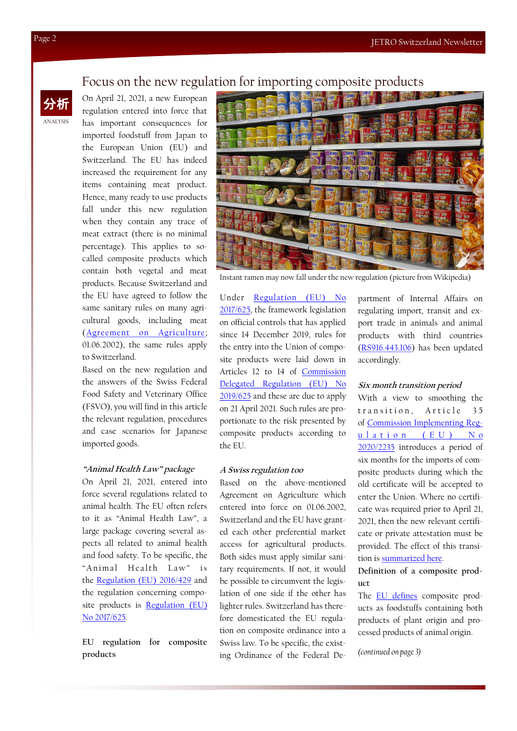# Focus on the new regulation for importing composite products

分析

ANALYSIS

On April 21, 2021, a new European regulation entered into force that has important consequences for imported foodstuff from Japan to the European Union (EU) and Switzerland. The EU has indeed increased the requirement for any items containing meat product. Hence, many ready to use products fall under this new regulation when they contain any trace of meat extract (there is no minimal percentage). This applies to so-called composite products which contain both vegetal and meat products. Because Switzerland and the EU have agreed to follow the same sanitary rules on many agricultural goods, including meat (Agreement on Agriculture; 01.06.2002), the same rules apply to Switzerland.

Based on the new regulation and the answers of the Swiss Federal Food Safety and Veterinary Office (FSVO), you will find in this article the relevant regulation, procedures and case scenarios for Japanese imported goods.

Instant ramen may now fall under the new regulation (picture from Wikipedia)

### *"Animal Health Law" package*

On April 21, 2021, entered into force several regulations related to animal health. The EU often refers to it as "Animal Health Law", a large package covering several aspects all related to animal health and food safety. To be specific, the "Animal Health Law" is the Regulation (EU) 2016/429 and the regulation concerning composite products is Regulation (EU) No 2017/625.

### EU regulation for composite products

Under Regulation (EU) No 2017/625, the framework legislation on official controls that has applied since 14 December 2019, rules for the entry into the Union of composite products were laid down in Articles 12 to 14 of Commission Delegated Regulation (EU) No 2019/625 and these are due to apply on 21 April 2021. Such rules are proportionate to the risk presented by composite products according to the EU.

### *A Swiss regulation too*

Based on the above-mentioned Agreement on Agriculture which entered into force on 01.06.2002, Switzerland and the EU have granted each other preferential market access for agricultural products. Both sides must apply similar sanitary requirements. If not, it would be possible to circumvent the legislation of one side if the other has lighter rules. Switzerland has therefore domesticated the EU regulation on composite ordinance into a Swiss law. To be specific, the existing Ordinance of the Federal Department of Internal Affairs on regulating import, transit and export trade in animals and animal products with third countries (RS916.443.106) has been updated accordingly.

### *Six month transition period*

With a view to smoothing the transition, Article 35 of Commission Implementing Regulation (EU) No 2020/2235 introduces a period of six months for the imports of composite products during which the old certificate will be accepted to enter the Union. Where no certificate was required prior to April 21, 2021, then the new relevant certificate or private attestation must be provided. The effect of this transition is summarized here.

### Definition of a composite product

The EU defines composite products as foodstuffs containing both products of plant origin and processed products of animal origin.

*(continued on page 3)*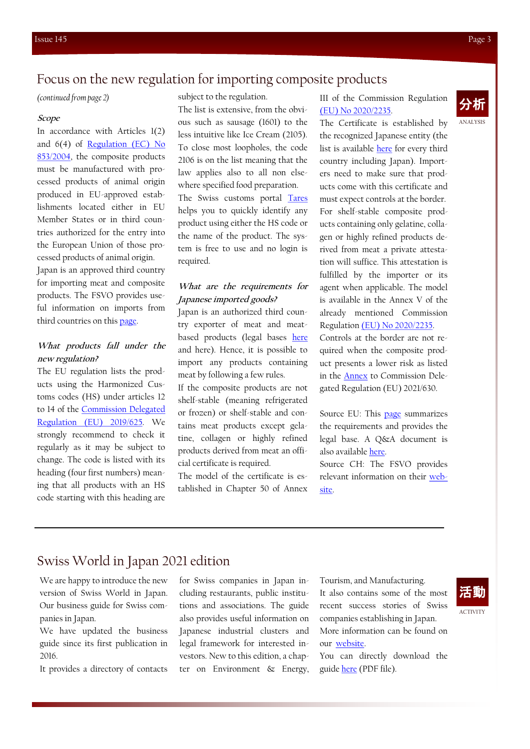## Focus on the new regulation for importing composite products

*(continued from page 2)*

### *Scope*

In accordance with Articles 1(2) and 6(4) of Regulation (EC) No 853/2004, the composite products must be manufactured with processed products of animal origin produced in EU-approved establishments located either in EU Member States or in third countries authorized for the entry into the European Union of those processed products of animal origin.

Japan is an approved third country for importing meat and composite products. The FSVO provides useful information on imports from third countries on this page.

### *What products fall under the new regulation?*

The EU regulation lists the products using the Harmonized Customs codes (HS) under articles 12 to 14 of the Commission Delegated Regulation (EU) 2019/625. We strongly recommend to check it regularly as it may be subject to change. The code is listed with its heading (four first numbers) meaning that all products with an HS code starting with this heading are subject to the regulation.

The list is extensive, from the obvious such as sausage (1601) to the less intuitive like Ice Cream (2105). To close most loopholes, the code 2106 is on the list meaning that the law applies also to all non elsewhere specified food preparation.

The Swiss customs portal Tares helps you to quickly identify any product using either the HS code or the name of the product. The system is free to use and no login is required.

### *What are the requirements for Japanese imported goods?*

Japan is an authorized third country exporter of meat and meat-based products (legal bases here and here). Hence, it is possible to import any products containing meat by following a few rules.

If the composite products are not shelf-stable (meaning refrigerated or frozen) or shelf-stable and contains meat products except gelatine, collagen or highly refined products derived from meat an official certificate is required.

The model of the certificate is established in Chapter 50 of Annex III of the Commission Regulation (EU) No 2020/2235.

The Certificate is established by the recognized Japanese entity (the list is available here for every third country including Japan). Importers need to make sure that products come with this certificate and must expect controls at the border.

For shelf-stable composite products containing only gelatine, collagen or highly refined products derived from meat a private attestation will suffice. This attestation is fulfilled by the importer or its agent when applicable. The model is available in the Annex V of the already mentioned Commission Regulation (EU) No 2020/2235.

Controls at the border are not required when the composite product presents a lower risk as listed in the Annex to Commission Delegated Regulation (EU) 2021/630.

Source EU: This page summarizes the requirements and provides the legal base. A Q&A document is also available here.

Source CH: The FSVO provides relevant information on their website.

分析 ANALYSIS

## Swiss World in Japan 2021 edition

We are happy to introduce the new version of Swiss World in Japan. Our business guide for Swiss companies in Japan.

We have updated the business guide since its first publication in 2016.

It provides a directory of contacts for Swiss companies in Japan including restaurants, public institutions and associations. The guide also provides useful information on Japanese industrial clusters and legal framework for interested investors. New to this edition, a chapter on Environment & Energy, Tourism, and Manufacturing.

It also contains some of the most recent success stories of Swiss companies establishing in Japan.

More information can be found on our website.

You can directly download the guide here (PDF file).

活動 ACTIVITY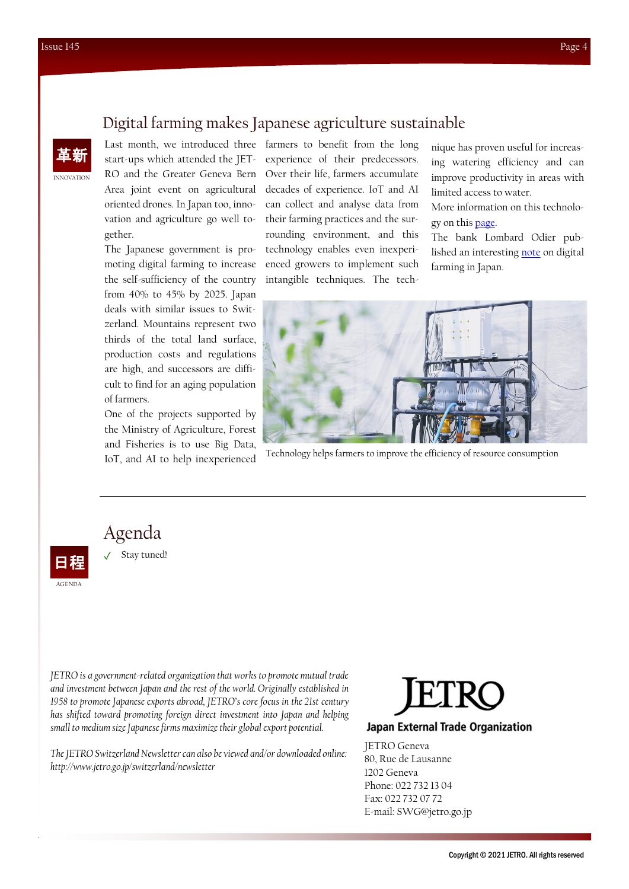## Digital farming makes Japanese agriculture sustainable

革新

INNOVATION

Last month, we introduced three start-ups which attended the JETRO and the Greater Geneva Bern Area joint event on agricultural oriented drones. In Japan too, innovation and agriculture go well together.

The Japanese government is promoting digital farming to increase the self-sufficiency of the country from 40% to 45% by 2025. Japan deals with similar issues to Switzerland. Mountains represent two thirds of the total land surface, production costs and regulations are high, and successors are difficult to find for an aging population of farmers.

One of the projects supported by the Ministry of Agriculture, Forest and Fisheries is to use Big Data, IoT, and AI to help inexperienced farmers to benefit from the long experience of their predecessors. Over their life, farmers accumulate decades of experience. IoT and AI can collect and analyse data from their farming practices and the surrounding environment, and this technology enables even inexperienced growers to implement such intangible techniques. The technique has proven useful for increasing watering efficiency and can improve productivity in areas with limited access to water.

More information on this technology on this page.

The bank Lombard Odier published an interesting note on digital farming in Japan.

Technology helps farmers to improve the efficiency of resource consumption

## Agenda

日程

AGENDA

- ✓ Stay tuned!

*JETRO is a government-related organization that works to promote mutual trade and investment between Japan and the rest of the world. Originally established in 1958 to promote Japanese exports abroad, JETRO's core focus in the 21st century has shifted toward promoting foreign direct investment into Japan and helping small to medium size Japanese firms maximize their global export potential.*

*The JETRO Switzerland Newsletter can also be viewed and/or downloaded online: http://www.jetro.go.jp/switzerland/newsletter*

JETRO

Japan External Trade Organization

JETRO Geneva
80, Rue de Lausanne
1202 Geneva
Phone: 022 732 13 04
Fax: 022 732 07 72
E-mail: SWG@jetro.go.jp

Copyright © 2021 JETRO. All rights reserved